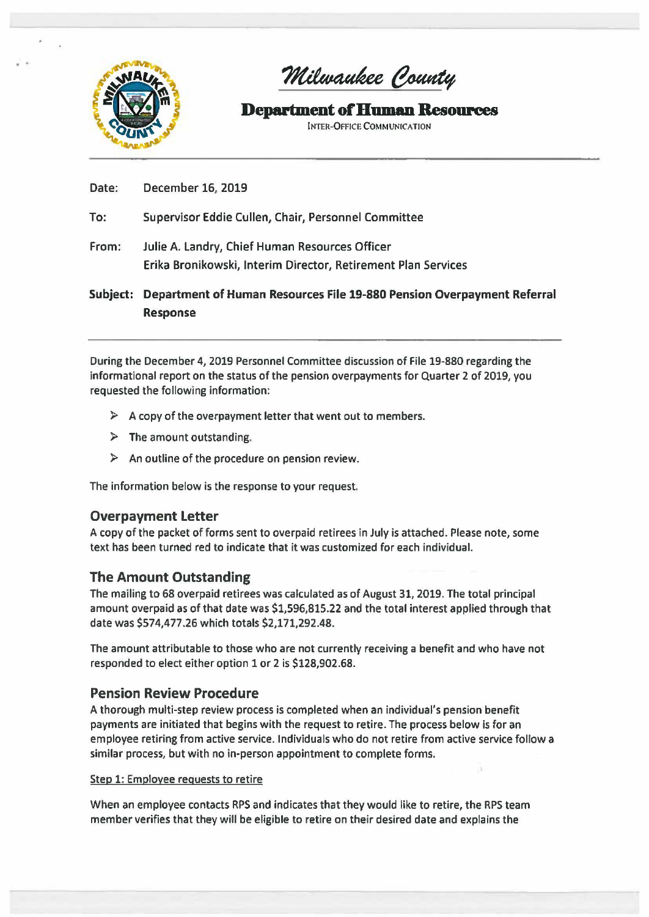# Milwaukee County

## Department of Human Resources

INTER-OFFICE COMMUNICATION

---

**Date:** December 16, 2019

**To:** Supervisor Eddie Cullen, Chair, Personnel Committee

**From:** Julie A. Landry, Chief Human Resources Officer
Erika Bronikowski, Interim Director, Retirement Plan Services

**Subject: Department of Human Resources File 19-880 Pension Overpayment Referral Response**

---

During the December 4, 2019 Personnel Committee discussion of File 19-880 regarding the informational report on the status of the pension overpayments for Quarter 2 of 2019, you requested the following information:

- A copy of the overpayment letter that went out to members.
- The amount outstanding.
- An outline of the procedure on pension review.

The information below is the response to your request.

### Overpayment Letter

A copy of the packet of forms sent to overpaid retirees in July is attached. Please note, some text has been turned red to indicate that it was customized for each individual.

### The Amount Outstanding

The mailing to 68 overpaid retirees was calculated as of August 31, 2019. The total principal amount overpaid as of that date was $1,596,815.22 and the total interest applied through that date was $574,477.26 which totals $2,171,292.48.

The amount attributable to those who are not currently receiving a benefit and who have not responded to elect either option 1 or 2 is $128,902.68.

### Pension Review Procedure

A thorough multi-step review process is completed when an individual's pension benefit payments are initiated that begins with the request to retire. The process below is for an employee retiring from active service. Individuals who do not retire from active service follow a similar process, but with no in-person appointment to complete forms.

Step 1: Employee requests to retire

When an employee contacts RPS and indicates that they would like to retire, the RPS team member verifies that they will be eligible to retire on their desired date and explains the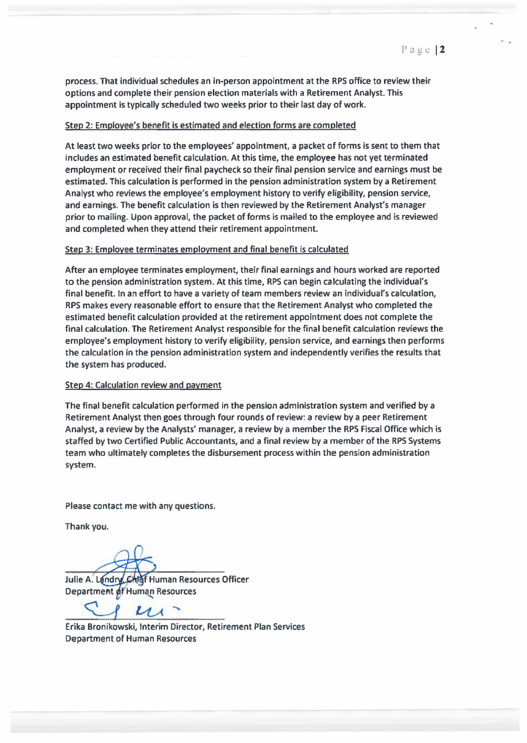process. That individual schedules an in-person appointment at the RPS office to review their options and complete their pension election materials with a Retirement Analyst. This appointment is typically scheduled two weeks prior to their last day of work.

<u>Step 2: Employee's benefit is estimated and election forms are completed</u>

At least two weeks prior to the employees' appointment, a packet of forms is sent to them that includes an estimated benefit calculation. At this time, the employee has not yet terminated employment or received their final paycheck so their final pension service and earnings must be estimated. This calculation is performed in the pension administration system by a Retirement Analyst who reviews the employee's employment history to verify eligibility, pension service, and earnings. The benefit calculation is then reviewed by the Retirement Analyst's manager prior to mailing. Upon approval, the packet of forms is mailed to the employee and is reviewed and completed when they attend their retirement appointment.

<u>Step 3: Employee terminates employment and final benefit is calculated</u>

After an employee terminates employment, their final earnings and hours worked are reported to the pension administration system. At this time, RPS can begin calculating the individual's final benefit. In an effort to have a variety of team members review an individual's calculation, RPS makes every reasonable effort to ensure that the Retirement Analyst who completed the estimated benefit calculation provided at the retirement appointment does not complete the final calculation. The Retirement Analyst responsible for the final benefit calculation reviews the employee's employment history to verify eligibility, pension service, and earnings then performs the calculation in the pension administration system and independently verifies the results that the system has produced.

<u>Step 4: Calculation review and payment</u>

The final benefit calculation performed in the pension administration system and verified by a Retirement Analyst then goes through four rounds of review: a review by a peer Retirement Analyst, a review by the Analysts' manager, a review by a member the RPS Fiscal Office which is staffed by two Certified Public Accountants, and a final review by a member of the RPS Systems team who ultimately completes the disbursement process within the pension administration system.

Please contact me with any questions.

Thank you.

Julie A. Landry, Chief Human Resources Officer
Department of Human Resources

Erika Bronikowski, Interim Director, Retirement Plan Services
Department of Human Resources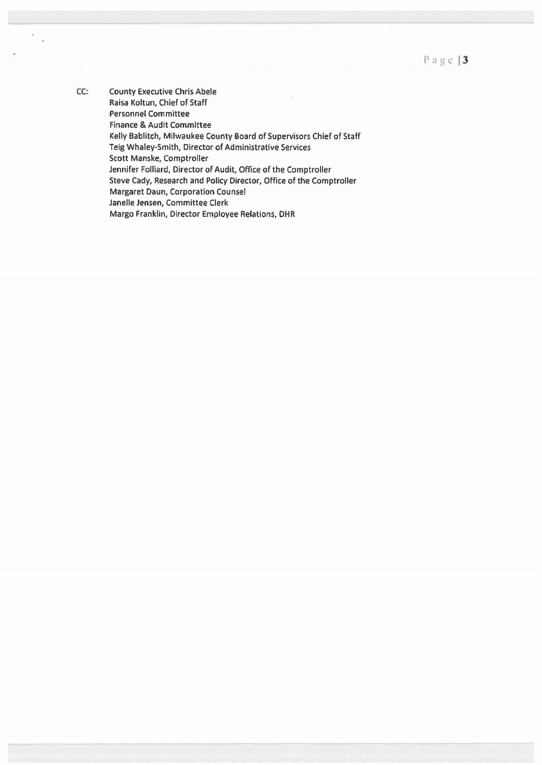CC: County Executive Chris Abele
Raisa Koltun, Chief of Staff
Personnel Committee
Finance & Audit Committee
Kelly Bablitch, Milwaukee County Board of Supervisors Chief of Staff
Teig Whaley-Smith, Director of Administrative Services
Scott Manske, Comptroller
Jennifer Folliard, Director of Audit, Office of the Comptroller
Steve Cady, Research and Policy Director, Office of the Comptroller
Margaret Daun, Corporation Counsel
Janelle Jensen, Committee Clerk
Margo Franklin, Director Employee Relations, DHR